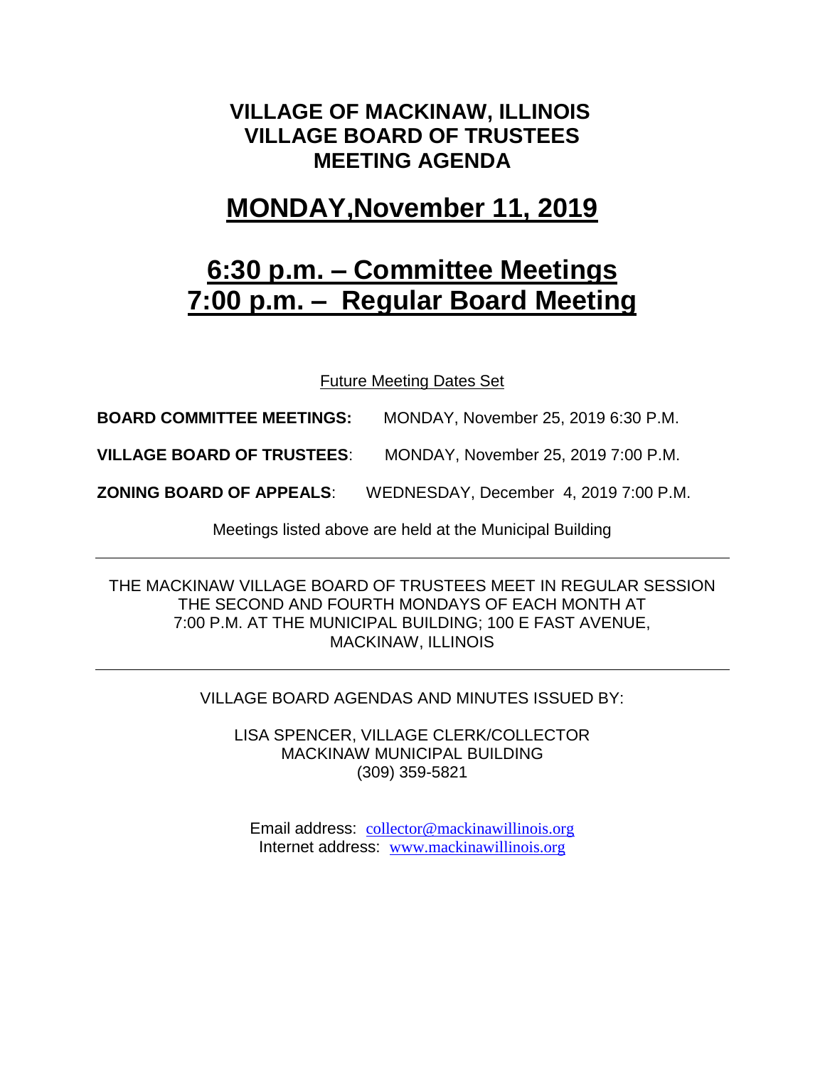# VILLAGE OF MACKINAW, ILLINOIS
# VILLAGE BOARD OF TRUSTEES
# MEETING AGENDA

## MONDAY,November 11, 2019

## 6:30 p.m. – Committee Meetings
## 7:00 p.m. – Regular Board Meeting

Future Meeting Dates Set

**BOARD COMMITTEE MEETINGS:** MONDAY, November 25, 2019 6:30 P.M.

**VILLAGE BOARD OF TRUSTEES**: MONDAY, November 25, 2019 7:00 P.M.

**ZONING BOARD OF APPEALS**: WEDNESDAY, December 4, 2019 7:00 P.M.

Meetings listed above are held at the Municipal Building

---

THE MACKINAW VILLAGE BOARD OF TRUSTEES MEET IN REGULAR SESSION THE SECOND AND FOURTH MONDAYS OF EACH MONTH AT 7:00 P.M. AT THE MUNICIPAL BUILDING; 100 E FAST AVENUE, MACKINAW, ILLINOIS

---

VILLAGE BOARD AGENDAS AND MINUTES ISSUED BY:

LISA SPENCER, VILLAGE CLERK/COLLECTOR
MACKINAW MUNICIPAL BUILDING
(309) 359-5821

Email address: collector@mackinawillinois.org
Internet address: www.mackinawillinois.org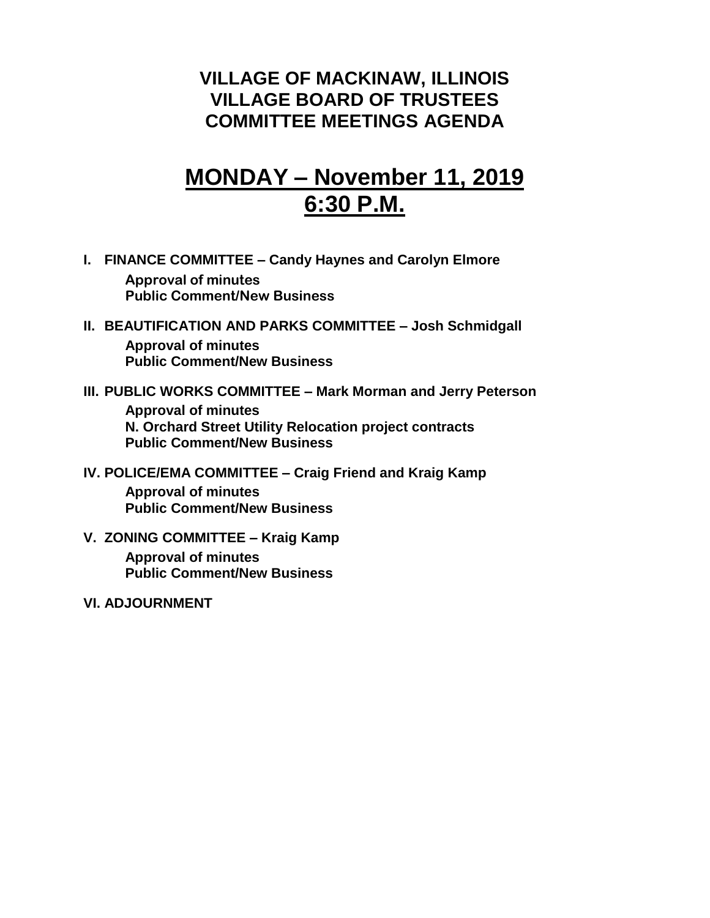# VILLAGE OF MACKINAW, ILLINOIS
# VILLAGE BOARD OF TRUSTEES
# COMMITTEE MEETINGS AGENDA

## MONDAY – November 11, 2019
## 6:30 P.M.

**I. FINANCE COMMITTEE – Candy Haynes and Carolyn Elmore**

- **Approval of minutes**
- **Public Comment/New Business**

**II. BEAUTIFICATION AND PARKS COMMITTEE – Josh Schmidgall**

- **Approval of minutes**
- **Public Comment/New Business**

**III. PUBLIC WORKS COMMITTEE – Mark Morman and Jerry Peterson**

- **Approval of minutes**
- **N. Orchard Street Utility Relocation project contracts**
- **Public Comment/New Business**

**IV. POLICE/EMA COMMITTEE – Craig Friend and Kraig Kamp**

- **Approval of minutes**
- **Public Comment/New Business**

**V. ZONING COMMITTEE – Kraig Kamp**

- **Approval of minutes**
- **Public Comment/New Business**

**VI. ADJOURNMENT**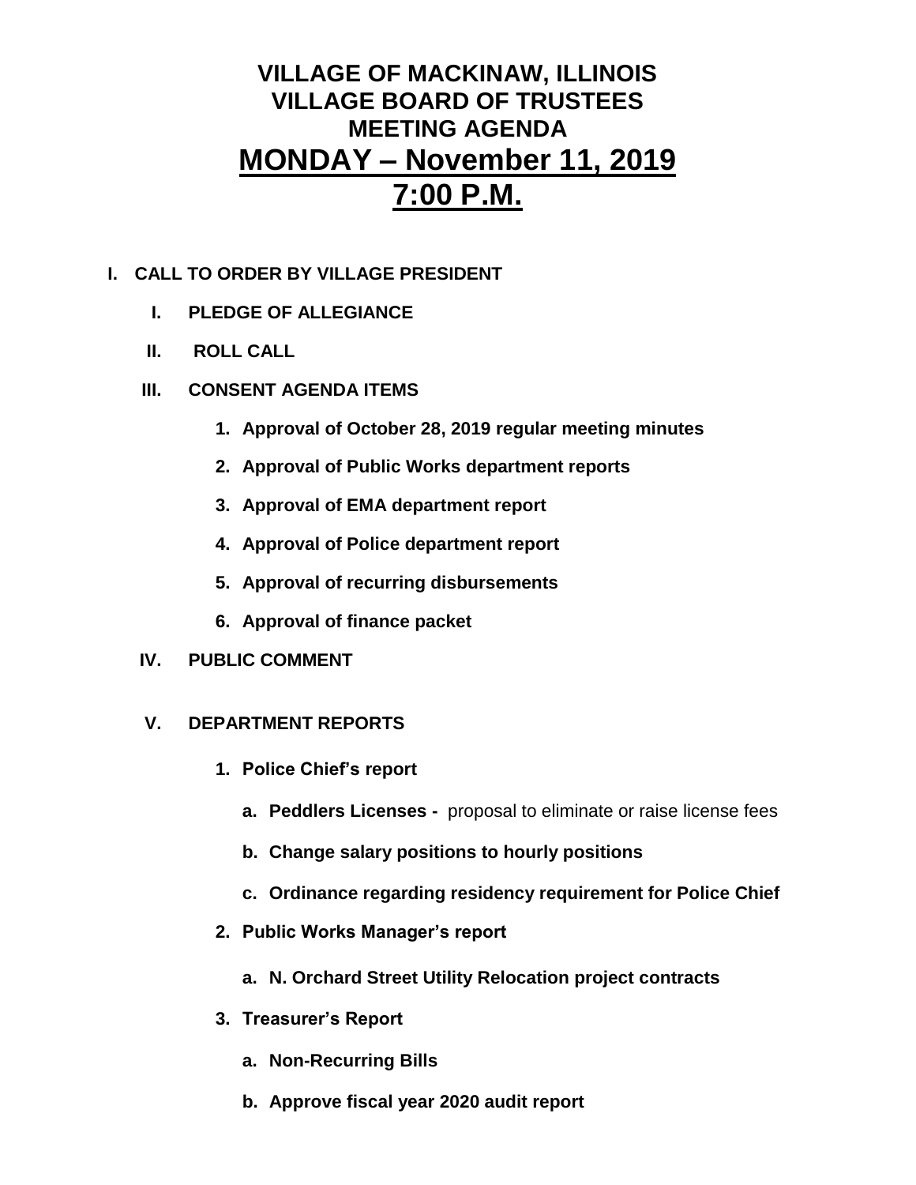# VILLAGE OF MACKINAW, ILLINOIS
# VILLAGE BOARD OF TRUSTEES
# MEETING AGENDA
# <u>MONDAY – November 11, 2019</u>
# <u>7:00 P.M.</u>

**I. CALL TO ORDER BY VILLAGE PRESIDENT**

**I. PLEDGE OF ALLEGIANCE**

**II. ROLL CALL**

**III. CONSENT AGENDA ITEMS**

1. **Approval of October 28, 2019 regular meeting minutes**
2. **Approval of Public Works department reports**
3. **Approval of EMA department report**
4. **Approval of Police department report**
5. **Approval of recurring disbursements**
6. **Approval of finance packet**

**IV. PUBLIC COMMENT**

**V. DEPARTMENT REPORTS**

1. **Police Chief's report**
   a. **Peddlers Licenses -** proposal to eliminate or raise license fees
   b. **Change salary positions to hourly positions**
   c. **Ordinance regarding residency requirement for Police Chief**
2. **Public Works Manager's report**
   a. **N. Orchard Street Utility Relocation project contracts**
3. **Treasurer's Report**
   a. **Non-Recurring Bills**
   b. **Approve fiscal year 2020 audit report**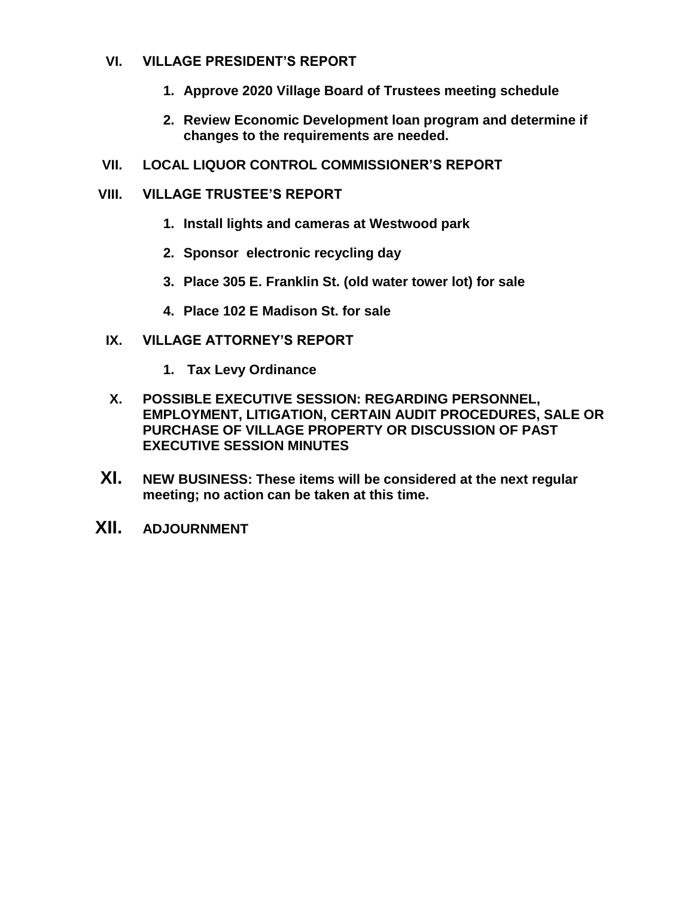**VI. VILLAGE PRESIDENT'S REPORT**

1. **Approve 2020 Village Board of Trustees meeting schedule**
2. **Review Economic Development loan program and determine if changes to the requirements are needed.**

**VII. LOCAL LIQUOR CONTROL COMMISSIONER'S REPORT**

**VIII. VILLAGE TRUSTEE'S REPORT**

1. **Install lights and cameras at Westwood park**
2. **Sponsor electronic recycling day**
3. **Place 305 E. Franklin St. (old water tower lot) for sale**
4. **Place 102 E Madison St. for sale**

**IX. VILLAGE ATTORNEY'S REPORT**

1. **Tax Levy Ordinance**

**X. POSSIBLE EXECUTIVE SESSION: REGARDING PERSONNEL, EMPLOYMENT, LITIGATION, CERTAIN AUDIT PROCEDURES, SALE OR PURCHASE OF VILLAGE PROPERTY OR DISCUSSION OF PAST EXECUTIVE SESSION MINUTES**

**XI. NEW BUSINESS: These items will be considered at the next regular meeting; no action can be taken at this time.**

**XII. ADJOURNMENT**